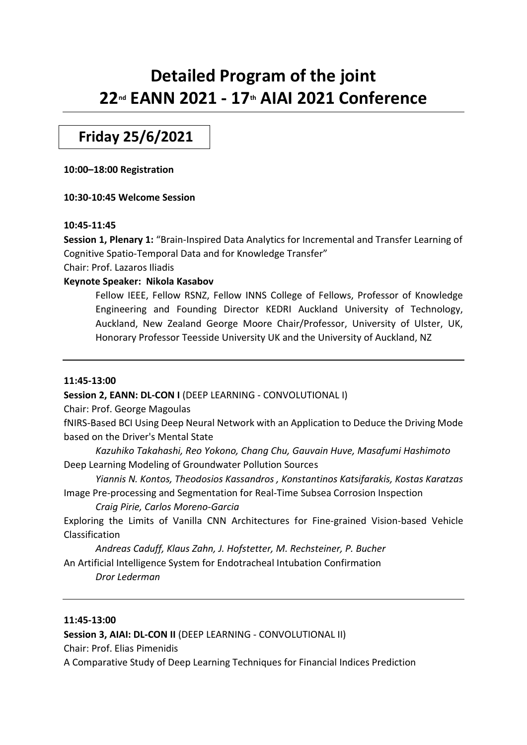# Detailed Program of the joint 22nd EANN 2021 - 17th AIAI 2021 Conference

## Friday 25/6/2021

**10:00–18:00 Registration**

**10:30-10:45 Welcome Session**

**10:45-11:45**

**Session 1, Plenary 1:** "Brain-Inspired Data Analytics for Incremental and Transfer Learning of Cognitive Spatio-Temporal Data and for Knowledge Transfer"

Chair: Prof. Lazaros Iliadis

**Keynote Speaker: Nikola Kasabov**

Fellow IEEE, Fellow RSNZ, Fellow INNS College of Fellows, Professor of Knowledge Engineering and Founding Director KEDRI Auckland University of Technology, Auckland, New Zealand George Moore Chair/Professor, University of Ulster, UK, Honorary Professor Teesside University UK and the University of Auckland, NZ

---

**11:45-13:00**

**Session 2, EANN: DL-CON I** (DEEP LEARNING - CONVOLUTIONAL I)

Chair: Prof. George Magoulas

fNIRS-Based BCI Using Deep Neural Network with an Application to Deduce the Driving Mode based on the Driver's Mental State

*Kazuhiko Takahashi, Reo Yokono, Chang Chu, Gauvain Huve, Masafumi Hashimoto*

Deep Learning Modeling of Groundwater Pollution Sources

*Yiannis N. Kontos, Theodosios Kassandros , Konstantinos Katsifarakis, Kostas Karatzas*

Image Pre-processing and Segmentation for Real-Time Subsea Corrosion Inspection

*Craig Pirie, Carlos Moreno-Garcia*

Exploring the Limits of Vanilla CNN Architectures for Fine-grained Vision-based Vehicle Classification

*Andreas Caduff, Klaus Zahn, J. Hofstetter, M. Rechsteiner, P. Bucher*

An Artificial Intelligence System for Endotracheal Intubation Confirmation

*Dror Lederman*

---

**11:45-13:00**

**Session 3, AIAI: DL-CON II** (DEEP LEARNING - CONVOLUTIONAL II)

Chair: Prof. Elias Pimenidis

A Comparative Study of Deep Learning Techniques for Financial Indices Prediction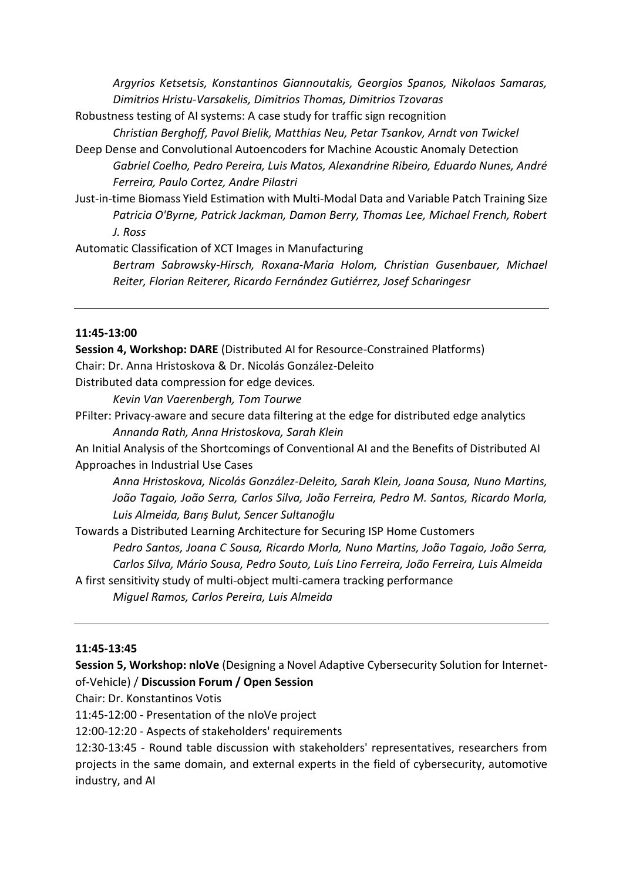*Argyrios Ketsetsis, Konstantinos Giannoutakis, Georgios Spanos, Nikolaos Samaras, Dimitrios Hristu-Varsakelis, Dimitrios Thomas, Dimitrios Tzovaras*

Robustness testing of AI systems: A case study for traffic sign recognition

*Christian Berghoff, Pavol Bielik, Matthias Neu, Petar Tsankov, Arndt von Twickel*

Deep Dense and Convolutional Autoencoders for Machine Acoustic Anomaly Detection

*Gabriel Coelho, Pedro Pereira, Luis Matos, Alexandrine Ribeiro, Eduardo Nunes, André Ferreira, Paulo Cortez, Andre Pilastri*

Just-in-time Biomass Yield Estimation with Multi-Modal Data and Variable Patch Training Size

*Patricia O'Byrne, Patrick Jackman, Damon Berry, Thomas Lee, Michael French, Robert J. Ross*

Automatic Classification of XCT Images in Manufacturing

*Bertram Sabrowsky-Hirsch, Roxana-Maria Holom, Christian Gusenbauer, Michael Reiter, Florian Reiterer, Ricardo Fernández Gutiérrez, Josef Scharingesr*

---

**11:45-13:00**

**Session 4, Workshop: DARE** (Distributed AI for Resource-Constrained Platforms)

Chair: Dr. Anna Hristoskova & Dr. Nicolás González-Deleito

Distributed data compression for edge devices*.*

*Kevin Van Vaerenbergh, Tom Tourwe*

PFilter: Privacy-aware and secure data filtering at the edge for distributed edge analytics

*Annanda Rath, Anna Hristoskova, Sarah Klein*

An Initial Analysis of the Shortcomings of Conventional AI and the Benefits of Distributed AI Approaches in Industrial Use Cases

*Anna Hristoskova, Nicolás González-Deleito, Sarah Klein, Joana Sousa, Nuno Martins, João Tagaio, João Serra, Carlos Silva, João Ferreira, Pedro M. Santos, Ricardo Morla, Luis Almeida, Barış Bulut, Sencer Sultanoğlu*

Towards a Distributed Learning Architecture for Securing ISP Home Customers

*Pedro Santos, Joana C Sousa, Ricardo Morla, Nuno Martins, João Tagaio, João Serra, Carlos Silva, Mário Sousa, Pedro Souto, Luís Lino Ferreira, João Ferreira, Luis Almeida*

A first sensitivity study of multi-object multi-camera tracking performance

*Miguel Ramos, Carlos Pereira, Luis Almeida*

---

**11:45-13:45**

**Session 5, Workshop: nIoVe** (Designing a Novel Adaptive Cybersecurity Solution for Internet-of-Vehicle) / **Discussion Forum / Open Session**

Chair: Dr. Konstantinos Votis

11:45-12:00 - Presentation of the nIoVe project

12:00-12:20 - Aspects of stakeholders' requirements

12:30-13:45 - Round table discussion with stakeholders' representatives, researchers from projects in the same domain, and external experts in the field of cybersecurity, automotive industry, and AI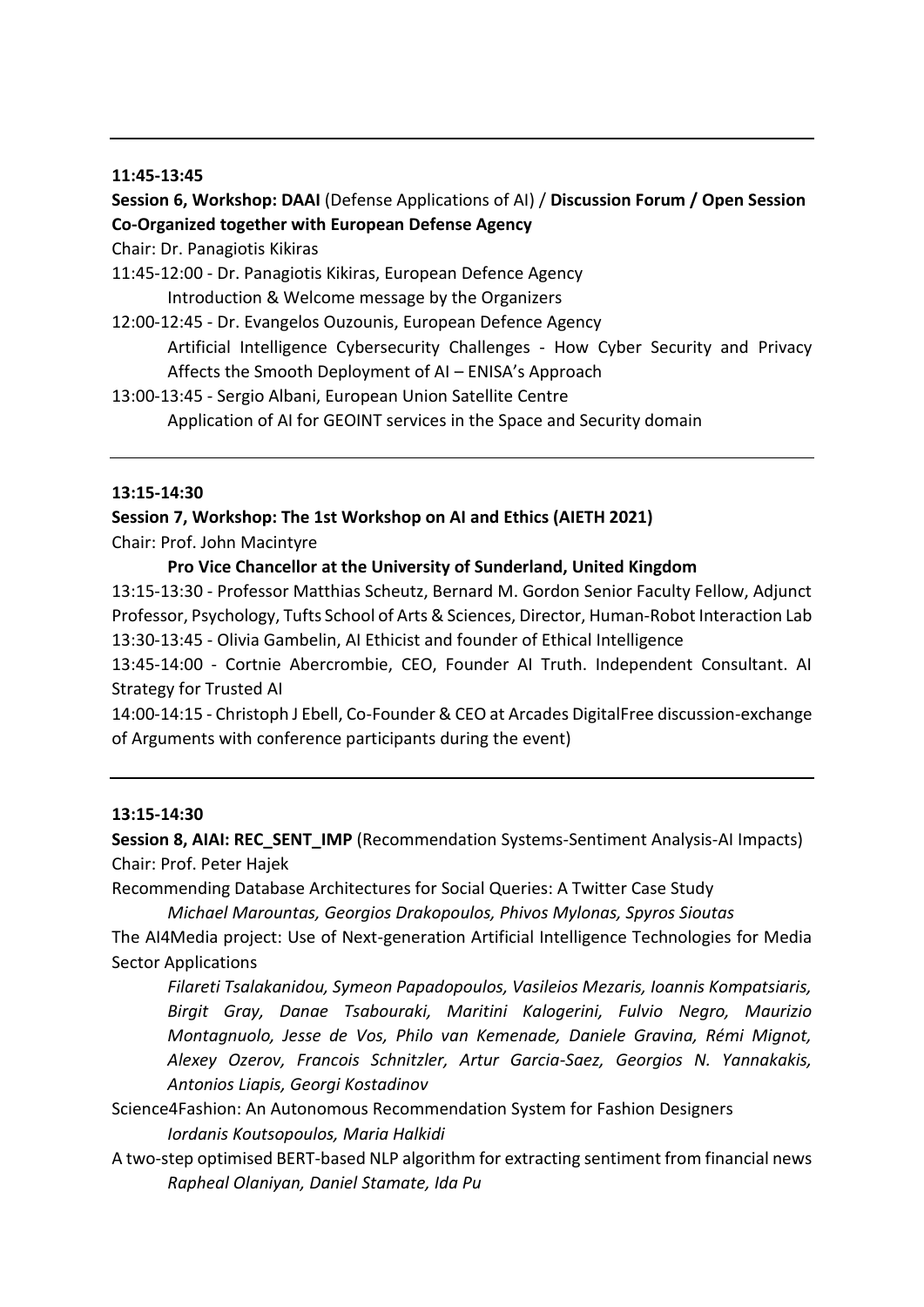---

**11:45-13:45**

**Session 6, Workshop: DAAI** (Defense Applications of AI) / **Discussion Forum / Open Session Co-Organized together with European Defense Agency**

Chair: Dr. Panagiotis Kikiras

11:45-12:00 - Dr. Panagiotis Kikiras, European Defence Agency
  Introduction & Welcome message by the Organizers

12:00-12:45 - Dr. Evangelos Ouzounis, European Defence Agency
  Artificial Intelligence Cybersecurity Challenges - How Cyber Security and Privacy Affects the Smooth Deployment of AI – ENISA's Approach

13:00-13:45 - Sergio Albani, European Union Satellite Centre
  Application of AI for GEOINT services in the Space and Security domain

---

**13:15-14:30**

**Session 7, Workshop: The 1st Workshop on AI and Ethics (AIETH 2021)**

Chair: Prof. John Macintyre

  **Pro Vice Chancellor at the University of Sunderland, United Kingdom**

13:15-13:30 - Professor Matthias Scheutz, Bernard M. Gordon Senior Faculty Fellow, Adjunct Professor, Psychology, Tufts School of Arts & Sciences, Director, Human-Robot Interaction Lab

13:30-13:45 - Olivia Gambelin, AI Ethicist and founder of Ethical Intelligence

13:45-14:00 - Cortnie Abercrombie, CEO, Founder AI Truth. Independent Consultant. AI Strategy for Trusted AI

14:00-14:15 - Christoph J Ebell, Co-Founder & CEO at Arcades DigitalFree discussion-exchange of Arguments with conference participants during the event)

---

**13:15-14:30**

**Session 8, AIAI: REC_SENT_IMP** (Recommendation Systems-Sentiment Analysis-AI Impacts)

Chair: Prof. Peter Hajek

Recommending Database Architectures for Social Queries: A Twitter Case Study
  *Michael Marountas, Georgios Drakopoulos, Phivos Mylonas, Spyros Sioutas*

The AI4Media project: Use of Next-generation Artificial Intelligence Technologies for Media Sector Applications
  *Filareti Tsalakanidou, Symeon Papadopoulos, Vasileios Mezaris, Ioannis Kompatsiaris, Birgit Gray, Danae Tsabouraki, Maritini Kalogerini, Fulvio Negro, Maurizio Montagnuolo, Jesse de Vos, Philo van Kemenade, Daniele Gravina, Rémi Mignot, Alexey Ozerov, Francois Schnitzler, Artur Garcia-Saez, Georgios N. Yannakakis, Antonios Liapis, Georgi Kostadinov*

Science4Fashion: An Autonomous Recommendation System for Fashion Designers
  *Iordanis Koutsopoulos, Maria Halkidi*

A two-step optimised BERT-based NLP algorithm for extracting sentiment from financial news
  *Rapheal Olaniyan, Daniel Stamate, Ida Pu*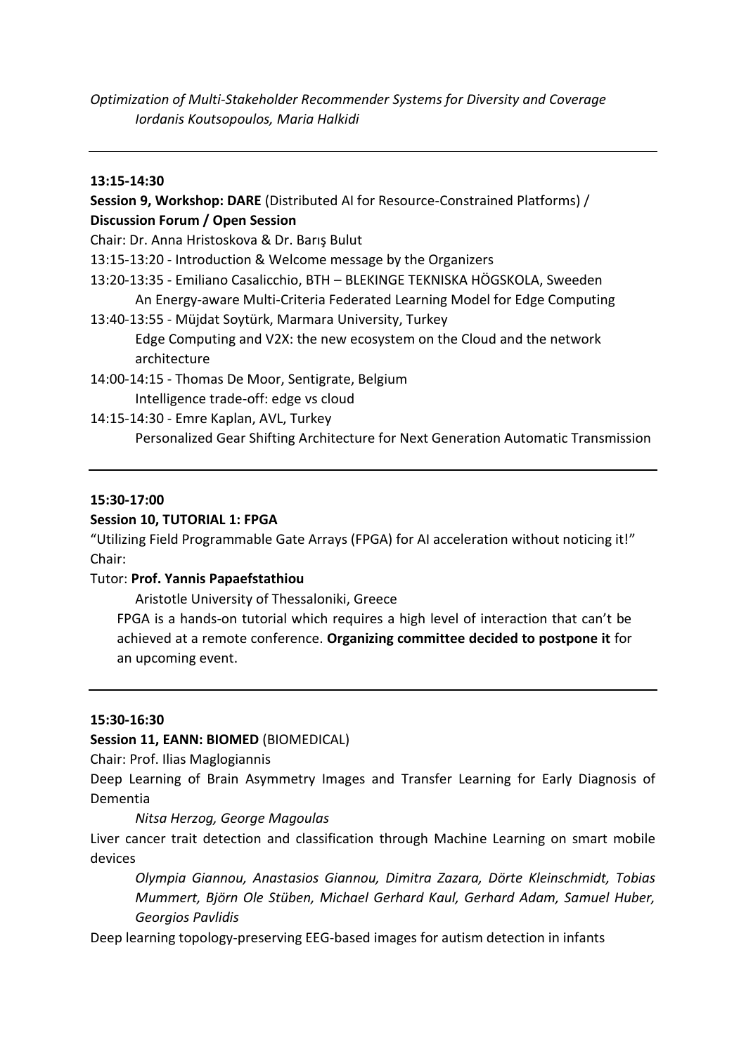*Optimization of Multi-Stakeholder Recommender Systems for Diversity and Coverage*
*Iordanis Koutsopoulos, Maria Halkidi*

---

**13:15-14:30**

**Session 9, Workshop: DARE** (Distributed AI for Resource-Constrained Platforms) / **Discussion Forum / Open Session**

Chair: Dr. Anna Hristoskova & Dr. Barış Bulut

13:15-13:20 - Introduction & Welcome message by the Organizers

13:20-13:35 - Emiliano Casalicchio, BTH – BLEKINGE TEKNISKA HÖGSKOLA, Sweeden
An Energy-aware Multi-Criteria Federated Learning Model for Edge Computing

13:40-13:55 - Müjdat Soytürk, Marmara University, Turkey
Edge Computing and V2X: the new ecosystem on the Cloud and the network architecture

14:00-14:15 - Thomas De Moor, Sentigrate, Belgium
Intelligence trade-off: edge vs cloud

14:15-14:30 - Emre Kaplan, AVL, Turkey
Personalized Gear Shifting Architecture for Next Generation Automatic Transmission

---

**15:30-17:00**

**Session 10, TUTORIAL 1: FPGA**

"Utilizing Field Programmable Gate Arrays (FPGA) for AI acceleration without noticing it!"

Chair:

Tutor: **Prof. Yannis Papaefstathiou**

Aristotle University of Thessaloniki, Greece

FPGA is a hands-on tutorial which requires a high level of interaction that can't be achieved at a remote conference. **Organizing committee decided to postpone it** for an upcoming event.

---

**15:30-16:30**

**Session 11, EANN: BIOMED** (BIOMEDICAL)

Chair: Prof. Ilias Maglogiannis

Deep Learning of Brain Asymmetry Images and Transfer Learning for Early Diagnosis of Dementia

*Nitsa Herzog, George Magoulas*

Liver cancer trait detection and classification through Machine Learning on smart mobile devices

*Olympia Giannou, Anastasios Giannou, Dimitra Zazara, Dörte Kleinschmidt, Tobias Mummert, Björn Ole Stüben, Michael Gerhard Kaul, Gerhard Adam, Samuel Huber, Georgios Pavlidis*

Deep learning topology-preserving EEG-based images for autism detection in infants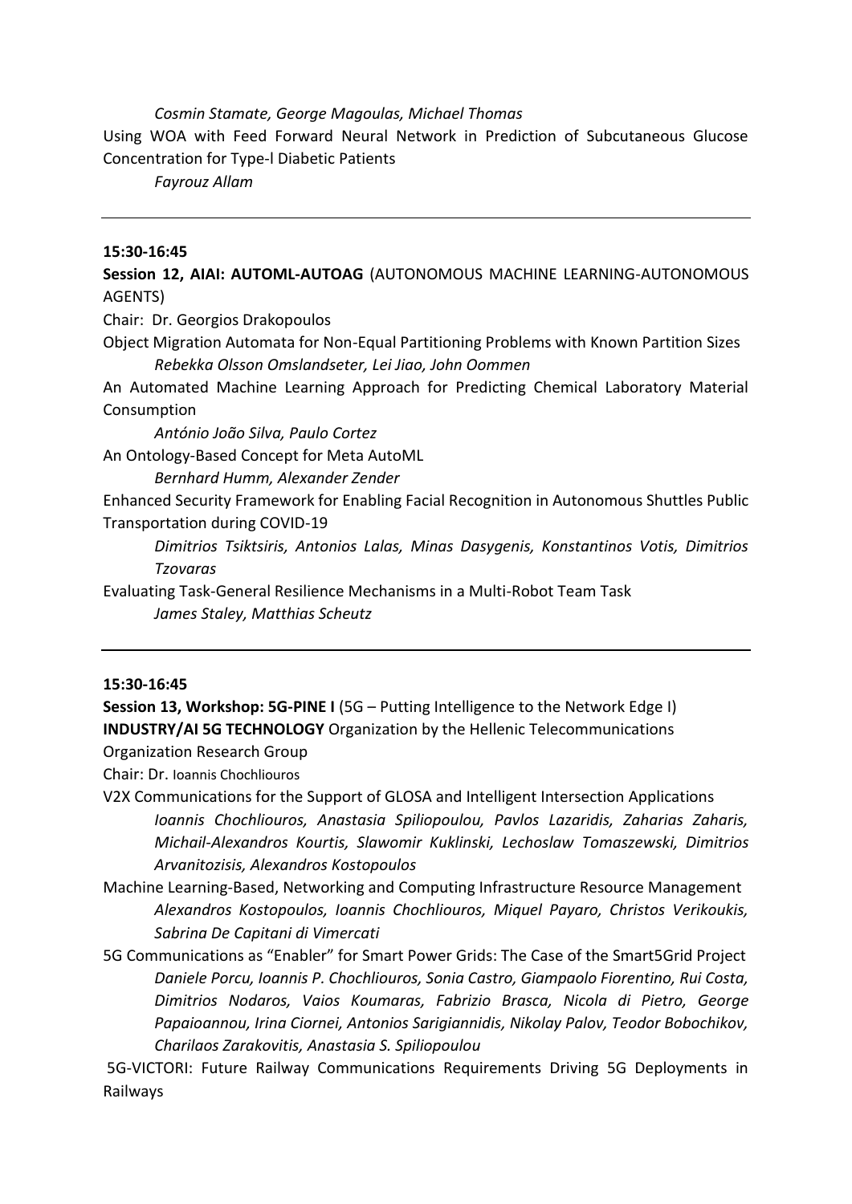*Cosmin Stamate, George Magoulas, Michael Thomas*

Using WOA with Feed Forward Neural Network in Prediction of Subcutaneous Glucose Concentration for Type-l Diabetic Patients

*Fayrouz Allam*

---

**15:30-16:45**

**Session 12, AIAI: AUTOML-AUTOAG** (AUTONOMOUS MACHINE LEARNING-AUTONOMOUS AGENTS)

Chair: Dr. Georgios Drakopoulos

Object Migration Automata for Non-Equal Partitioning Problems with Known Partition Sizes

*Rebekka Olsson Omslandseter, Lei Jiao, John Oommen*

An Automated Machine Learning Approach for Predicting Chemical Laboratory Material Consumption

*António João Silva, Paulo Cortez*

An Ontology-Based Concept for Meta AutoML

*Bernhard Humm, Alexander Zender*

Enhanced Security Framework for Enabling Facial Recognition in Autonomous Shuttles Public Transportation during COVID-19

*Dimitrios Tsiktsiris, Antonios Lalas, Minas Dasygenis, Konstantinos Votis, Dimitrios Tzovaras*

Evaluating Task-General Resilience Mechanisms in a Multi-Robot Team Task

*James Staley, Matthias Scheutz*

---

**15:30-16:45**

**Session 13, Workshop: 5G-PINE I** (5G – Putting Intelligence to the Network Edge I)
**INDUSTRY/AI 5G TECHNOLOGY** Organization by the Hellenic Telecommunications Organization Research Group

Chair: Dr. Ioannis Chochliouros

V2X Communications for the Support of GLOSA and Intelligent Intersection Applications

*Ioannis Chochliouros, Anastasia Spiliopoulou, Pavlos Lazaridis, Zaharias Zaharis, Michail-Alexandros Kourtis, Slawomir Kuklinski, Lechoslaw Tomaszewski, Dimitrios Arvanitozisis, Alexandros Kostopoulos*

Machine Learning-Based, Networking and Computing Infrastructure Resource Management

*Alexandros Kostopoulos, Ioannis Chochliouros, Miquel Payaro, Christos Verikoukis, Sabrina De Capitani di Vimercati*

5G Communications as "Enabler" for Smart Power Grids: The Case of the Smart5Grid Project

*Daniele Porcu, Ioannis P. Chochliouros, Sonia Castro, Giampaolo Fiorentino, Rui Costa, Dimitrios Nodaros, Vaios Koumaras, Fabrizio Brasca, Nicola di Pietro, George Papaioannou, Irina Ciornei, Antonios Sarigiannidis, Nikolay Palov, Teodor Bobochikov, Charilaos Zarakovitis, Anastasia S. Spiliopoulou*

5G-VICTORI: Future Railway Communications Requirements Driving 5G Deployments in Railways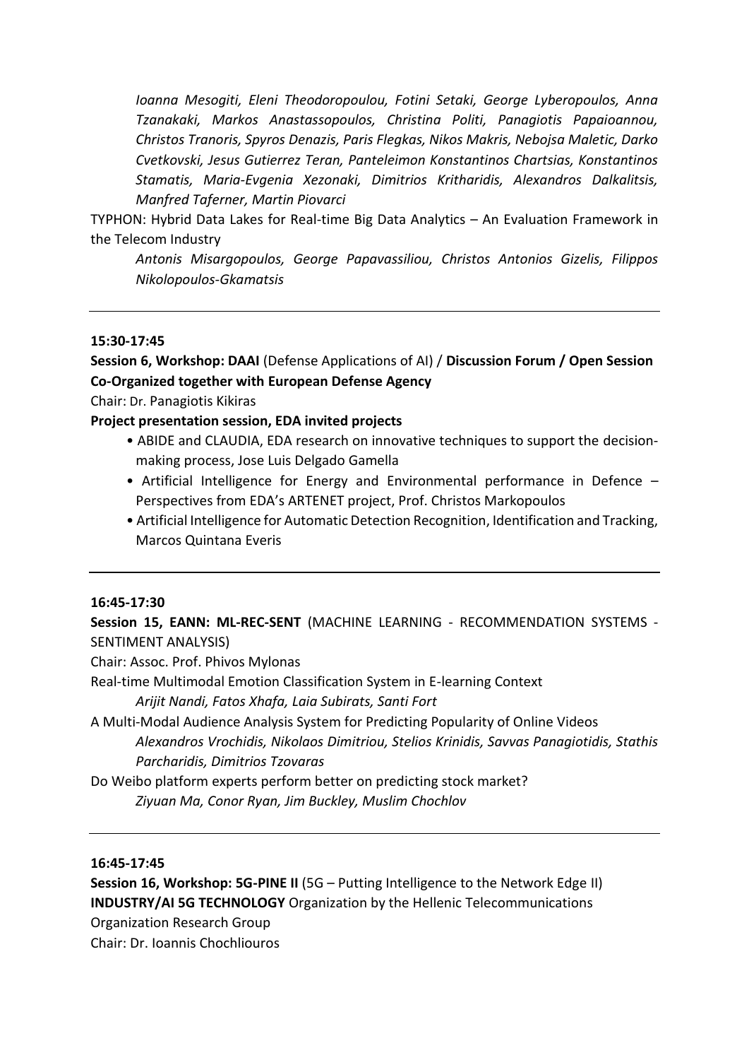*Ioanna Mesogiti, Eleni Theodoropoulou, Fotini Setaki, George Lyberopoulos, Anna Tzanakaki, Markos Anastassopoulos, Christina Politi, Panagiotis Papaioannou, Christos Tranoris, Spyros Denazis, Paris Flegkas, Nikos Makris, Nebojsa Maletic, Darko Cvetkovski, Jesus Gutierrez Teran, Panteleimon Konstantinos Chartsias, Konstantinos Stamatis, Maria-Evgenia Xezonaki, Dimitrios Kritharidis, Alexandros Dalkalitsis, Manfred Taferner, Martin Piovarci*

TYPHON: Hybrid Data Lakes for Real-time Big Data Analytics – An Evaluation Framework in the Telecom Industry

*Antonis Misargopoulos, George Papavassiliou, Christos Antonios Gizelis, Filippos Nikolopoulos-Gkamatsis*

---

**15:30-17:45**

**Session 6, Workshop: DAAI** (Defense Applications of AI) / **Discussion Forum / Open Session Co-Organized together with European Defense Agency**

Chair: Dr. Panagiotis Kikiras

**Project presentation session, EDA invited projects**

- ABIDE and CLAUDIA, EDA research on innovative techniques to support the decision-making process, Jose Luis Delgado Gamella
- Artificial Intelligence for Energy and Environmental performance in Defence – Perspectives from EDA's ARTENET project, Prof. Christos Markopoulos
- Artificial Intelligence for Automatic Detection Recognition, Identification and Tracking, Marcos Quintana Everis

---

**16:45-17:30**

**Session 15, EANN: ML-REC-SENT** (MACHINE LEARNING - RECOMMENDATION SYSTEMS - SENTIMENT ANALYSIS)

Chair: Assoc. Prof. Phivos Mylonas

Real-time Multimodal Emotion Classification System in E-learning Context

*Arijit Nandi, Fatos Xhafa, Laia Subirats, Santi Fort*

A Multi-Modal Audience Analysis System for Predicting Popularity of Online Videos

*Alexandros Vrochidis, Nikolaos Dimitriou, Stelios Krinidis, Savvas Panagiotidis, Stathis Parcharidis, Dimitrios Tzovaras*

Do Weibo platform experts perform better on predicting stock market?

*Ziyuan Ma, Conor Ryan, Jim Buckley, Muslim Chochlov*

---

**16:45-17:45**

**Session 16, Workshop: 5G-PINE II** (5G – Putting Intelligence to the Network Edge II)
**INDUSTRY/AI 5G TECHNOLOGY** Organization by the Hellenic Telecommunications Organization Research Group

Chair: Dr. Ioannis Chochliouros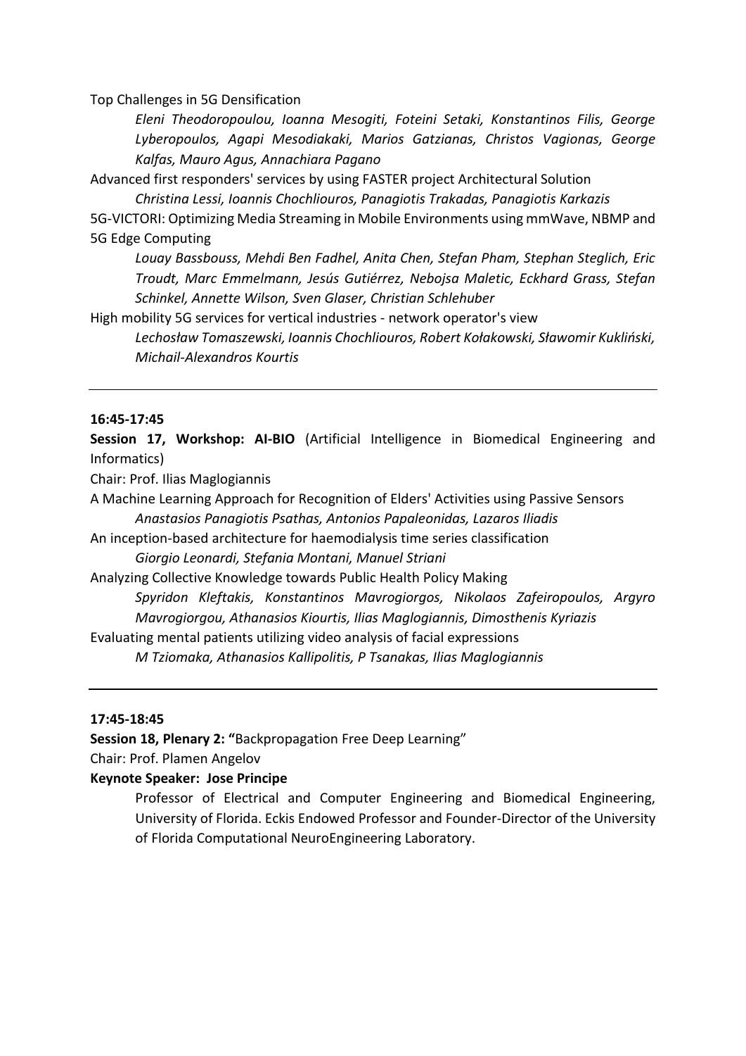Top Challenges in 5G Densification

*Eleni Theodoropoulou, Ioanna Mesogiti, Foteini Setaki, Konstantinos Filis, George Lyberopoulos, Agapi Mesodiakaki, Marios Gatzianas, Christos Vagionas, George Kalfas, Mauro Agus, Annachiara Pagano*

Advanced first responders' services by using FASTER project Architectural Solution

*Christina Lessi, Ioannis Chochliouros, Panagiotis Trakadas, Panagiotis Karkazis*

5G-VICTORI: Optimizing Media Streaming in Mobile Environments using mmWave, NBMP and 5G Edge Computing

*Louay Bassbouss, Mehdi Ben Fadhel, Anita Chen, Stefan Pham, Stephan Steglich, Eric Troudt, Marc Emmelmann, Jesús Gutiérrez, Nebojsa Maletic, Eckhard Grass, Stefan Schinkel, Annette Wilson, Sven Glaser, Christian Schlehuber*

High mobility 5G services for vertical industries - network operator's view

*Lechosław Tomaszewski, Ioannis Chochliouros, Robert Kołakowski, Sławomir Kukliński, Michail-Alexandros Kourtis*

---

**16:45-17:45**

**Session 17, Workshop: AI-BIO** (Artificial Intelligence in Biomedical Engineering and Informatics)

Chair: Prof. Ilias Maglogiannis

A Machine Learning Approach for Recognition of Elders' Activities using Passive Sensors

*Anastasios Panagiotis Psathas, Antonios Papaleonidas, Lazaros Iliadis*

An inception-based architecture for haemodialysis time series classification

*Giorgio Leonardi, Stefania Montani, Manuel Striani*

Analyzing Collective Knowledge towards Public Health Policy Making

*Spyridon Kleftakis, Konstantinos Mavrogiorgos, Nikolaos Zafeiropoulos, Argyro Mavrogiorgou, Athanasios Kiourtis, Ilias Maglogiannis, Dimosthenis Kyriazis*

Evaluating mental patients utilizing video analysis of facial expressions

*M Tziomaka, Athanasios Kallipolitis, P Tsanakas, Ilias Maglogiannis*

---

**17:45-18:45**

**Session 18, Plenary 2: "**Backpropagation Free Deep Learning"

Chair: Prof. Plamen Angelov

**Keynote Speaker: Jose Principe**

Professor of Electrical and Computer Engineering and Biomedical Engineering, University of Florida. Eckis Endowed Professor and Founder-Director of the University of Florida Computational NeuroEngineering Laboratory.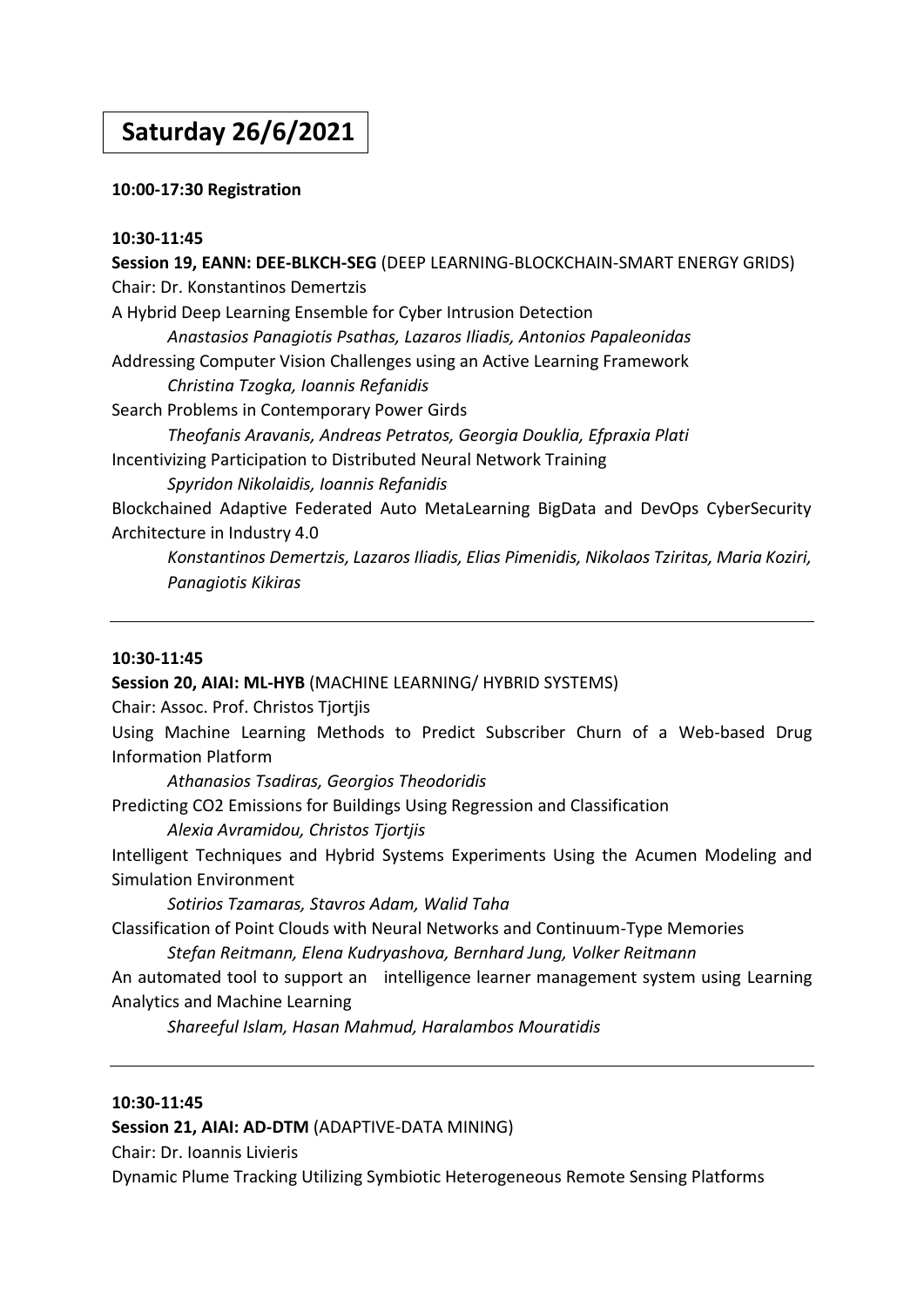# Saturday 26/6/2021

**10:00-17:30 Registration**

**10:30-11:45**

**Session 19, EANN: DEE-BLKCH-SEG** (DEEP LEARNING-BLOCKCHAIN-SMART ENERGY GRIDS)

Chair: Dr. Konstantinos Demertzis

A Hybrid Deep Learning Ensemble for Cyber Intrusion Detection

*Anastasios Panagiotis Psathas, Lazaros Iliadis, Antonios Papaleonidas*

Addressing Computer Vision Challenges using an Active Learning Framework

*Christina Tzogka, Ioannis Refanidis*

Search Problems in Contemporary Power Girds

*Theofanis Aravanis, Andreas Petratos, Georgia Douklia, Efpraxia Plati*

Incentivizing Participation to Distributed Neural Network Training

*Spyridon Nikolaidis, Ioannis Refanidis*

Blockchained Adaptive Federated Auto MetaLearning BigData and DevOps CyberSecurity Architecture in Industry 4.0

*Konstantinos Demertzis, Lazaros Iliadis, Elias Pimenidis, Nikolaos Tziritas, Maria Koziri, Panagiotis Kikiras*

---

**10:30-11:45**

**Session 20, AIAI: ML-HYB** (MACHINE LEARNING/ HYBRID SYSTEMS)

Chair: Assoc. Prof. Christos Tjortjis

Using Machine Learning Methods to Predict Subscriber Churn of a Web-based Drug Information Platform

*Athanasios Tsadiras, Georgios Theodoridis*

Predicting CO2 Emissions for Buildings Using Regression and Classification

*Alexia Avramidou, Christos Tjortjis*

Intelligent Techniques and Hybrid Systems Experiments Using the Acumen Modeling and Simulation Environment

*Sotirios Tzamaras, Stavros Adam, Walid Taha*

Classification of Point Clouds with Neural Networks and Continuum-Type Memories

*Stefan Reitmann, Elena Kudryashova, Bernhard Jung, Volker Reitmann*

An automated tool to support an intelligence learner management system using Learning Analytics and Machine Learning

*Shareeful Islam, Hasan Mahmud, Haralambos Mouratidis*

---

**10:30-11:45**

**Session 21, AIAI: AD-DTM** (ADAPTIVE-DATA MINING)

Chair: Dr. Ioannis Livieris

Dynamic Plume Tracking Utilizing Symbiotic Heterogeneous Remote Sensing Platforms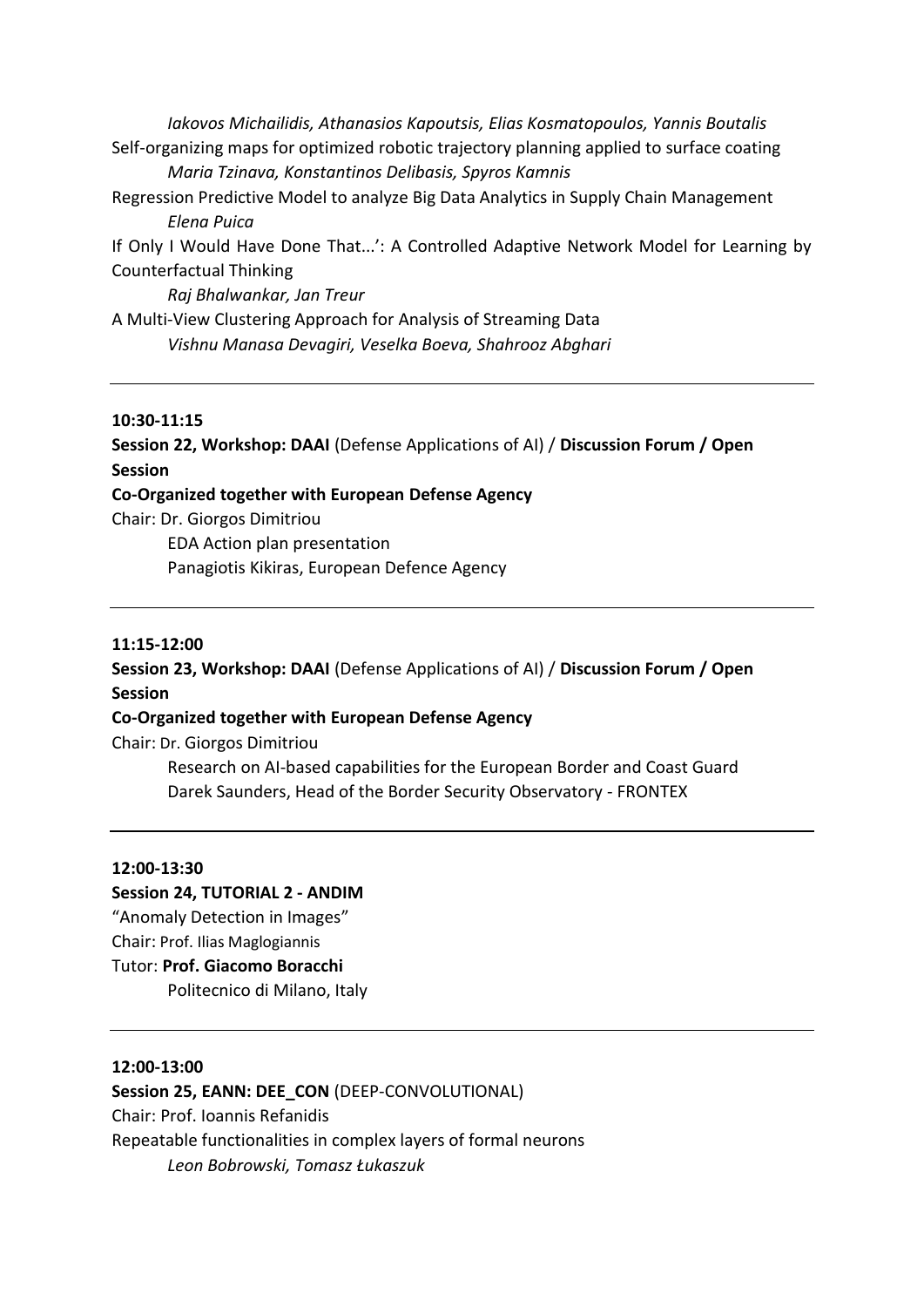*Iakovos Michailidis, Athanasios Kapoutsis, Elias Kosmatopoulos, Yannis Boutalis*

Self-organizing maps for optimized robotic trajectory planning applied to surface coating

*Maria Tzinava, Konstantinos Delibasis, Spyros Kamnis*

Regression Predictive Model to analyze Big Data Analytics in Supply Chain Management

*Elena Puica*

If Only I Would Have Done That...': A Controlled Adaptive Network Model for Learning by Counterfactual Thinking

*Raj Bhalwankar, Jan Treur*

A Multi-View Clustering Approach for Analysis of Streaming Data

*Vishnu Manasa Devagiri, Veselka Boeva, Shahrooz Abghari*

---

**10:30-11:15**

**Session 22, Workshop: DAAI** (Defense Applications of AI) / **Discussion Forum / Open Session**

**Co-Organized together with European Defense Agency**

Chair: Dr. Giorgos Dimitriou

EDA Action plan presentation

Panagiotis Kikiras, European Defence Agency

---

**11:15-12:00**

**Session 23, Workshop: DAAI** (Defense Applications of AI) / **Discussion Forum / Open Session**

**Co-Organized together with European Defense Agency**

Chair: Dr. Giorgos Dimitriou

Research on AI-based capabilities for the European Border and Coast Guard

Darek Saunders, Head of the Border Security Observatory - FRONTEX

---

**12:00-13:30**

**Session 24, TUTORIAL 2 - ANDIM**

"Anomaly Detection in Images"

Chair: Prof. Ilias Maglogiannis

Tutor: **Prof. Giacomo Boracchi**

Politecnico di Milano, Italy

---

**12:00-13:00**

**Session 25, EANN: DEE_CON** (DEEP-CONVOLUTIONAL)

Chair: Prof. Ioannis Refanidis

Repeatable functionalities in complex layers of formal neurons

*Leon Bobrowski, Tomasz Łukaszuk*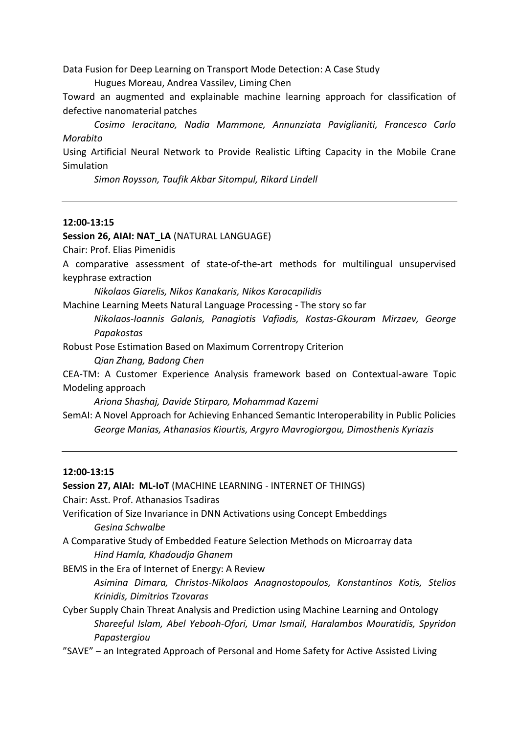Data Fusion for Deep Learning on Transport Mode Detection: A Case Study

Hugues Moreau, Andrea Vassilev, Liming Chen

Toward an augmented and explainable machine learning approach for classification of defective nanomaterial patches

*Cosimo Ieracitano, Nadia Mammone, Annunziata Paviglianiti, Francesco Carlo Morabito*

Using Artificial Neural Network to Provide Realistic Lifting Capacity in the Mobile Crane Simulation

*Simon Roysson, Taufik Akbar Sitompul, Rikard Lindell*

---

**12:00-13:15**

**Session 26, AIAI: NAT_LA** (NATURAL LANGUAGE)

Chair: Prof. Elias Pimenidis

A comparative assessment of state-of-the-art methods for multilingual unsupervised keyphrase extraction

*Nikolaos Giarelis, Nikos Kanakaris, Nikos Karacapilidis*

Machine Learning Meets Natural Language Processing - The story so far

*Nikolaos-Ioannis Galanis, Panagiotis Vafiadis, Kostas-Gkouram Mirzaev, George Papakostas*

Robust Pose Estimation Based on Maximum Correntropy Criterion

*Qian Zhang, Badong Chen*

CEA-TM: A Customer Experience Analysis framework based on Contextual-aware Topic Modeling approach

*Ariona Shashaj, Davide Stirparo, Mohammad Kazemi*

SemAI: A Novel Approach for Achieving Enhanced Semantic Interoperability in Public Policies

*George Manias, Athanasios Kiourtis, Argyro Mavrogiorgou, Dimosthenis Kyriazis*

---

**12:00-13:15**

**Session 27, AIAI: ML-IoT** (MACHINE LEARNING - INTERNET OF THINGS)

Chair: Asst. Prof. Athanasios Tsadiras

Verification of Size Invariance in DNN Activations using Concept Embeddings

*Gesina Schwalbe*

A Comparative Study of Embedded Feature Selection Methods on Microarray data

*Hind Hamla, Khadoudja Ghanem*

BEMS in the Era of Internet of Energy: A Review

*Asimina Dimara, Christos-Nikolaos Anagnostopoulos, Konstantinos Kotis, Stelios Krinidis, Dimitrios Tzovaras*

Cyber Supply Chain Threat Analysis and Prediction using Machine Learning and Ontology

*Shareeful Islam, Abel Yeboah-Ofori, Umar Ismail, Haralambos Mouratidis, Spyridon Papastergiou*

"SAVE" – an Integrated Approach of Personal and Home Safety for Active Assisted Living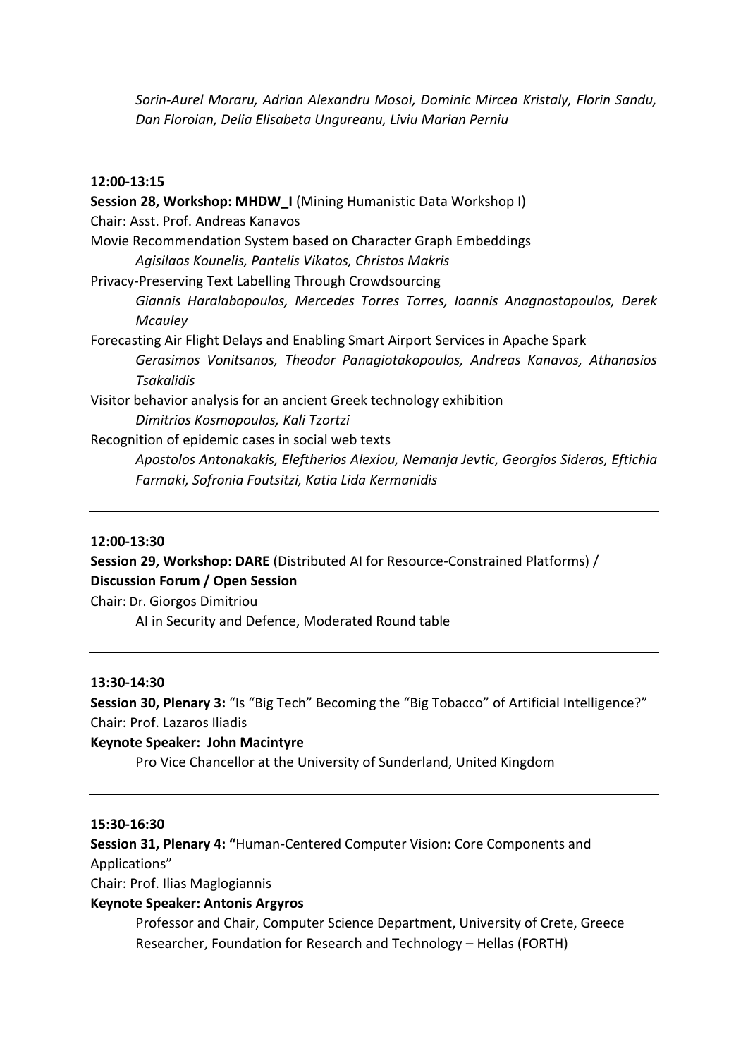*Sorin-Aurel Moraru, Adrian Alexandru Mosoi, Dominic Mircea Kristaly, Florin Sandu, Dan Floroian, Delia Elisabeta Ungureanu, Liviu Marian Perniu*

---

**12:00-13:15**

**Session 28, Workshop: MHDW_I** (Mining Humanistic Data Workshop I)
Chair: Asst. Prof. Andreas Kanavos

Movie Recommendation System based on Character Graph Embeddings
*Agisilaos Kounelis, Pantelis Vikatos, Christos Makris*

Privacy-Preserving Text Labelling Through Crowdsourcing
*Giannis Haralabopoulos, Mercedes Torres Torres, Ioannis Anagnostopoulos, Derek Mcauley*

Forecasting Air Flight Delays and Enabling Smart Airport Services in Apache Spark
*Gerasimos Vonitsanos, Theodor Panagiotakopoulos, Andreas Kanavos, Athanasios Tsakalidis*

Visitor behavior analysis for an ancient Greek technology exhibition
*Dimitrios Kosmopoulos, Kali Tzortzi*

Recognition of epidemic cases in social web texts
*Apostolos Antonakakis, Eleftherios Alexiou, Nemanja Jevtic, Georgios Sideras, Eftichia Farmaki, Sofronia Foutsitzi, Katia Lida Kermanidis*

---

**12:00-13:30**

**Session 29, Workshop: DARE** (Distributed AI for Resource-Constrained Platforms) /
**Discussion Forum / Open Session**
Chair: Dr. Giorgos Dimitriou

AI in Security and Defence, Moderated Round table

---

**13:30-14:30**

**Session 30, Plenary 3:** "Is "Big Tech" Becoming the "Big Tobacco" of Artificial Intelligence?"
Chair: Prof. Lazaros Iliadis
**Keynote Speaker: John Macintyre**

Pro Vice Chancellor at the University of Sunderland, United Kingdom

---

**15:30-16:30**

**Session 31, Plenary 4: "**Human-Centered Computer Vision: Core Components and Applications"
Chair: Prof. Ilias Maglogiannis
**Keynote Speaker: Antonis Argyros**

Professor and Chair, Computer Science Department, University of Crete, Greece
Researcher, Foundation for Research and Technology – Hellas (FORTH)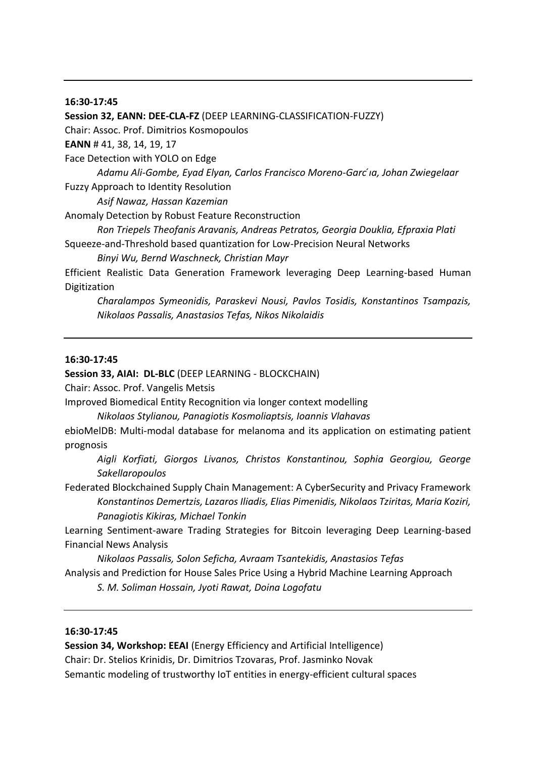---

**16:30-17:45**

**Session 32, EANN: DEE-CLA-FZ** (DEEP LEARNING-CLASSIFICATION-FUZZY)

Chair: Assoc. Prof. Dimitrios Kosmopoulos

**EANN** # 41, 38, 14, 19, 17

Face Detection with YOLO on Edge

*Adamu Ali-Gombe, Eyad Elyan, Carlos Francisco Moreno-Garcıa, Johan Zwiegelaar*

Fuzzy Approach to Identity Resolution

*Asif Nawaz, Hassan Kazemian*

Anomaly Detection by Robust Feature Reconstruction

*Ron Triepels Theofanis Aravanis, Andreas Petratos, Georgia Douklia, Efpraxia Plati*

Squeeze-and-Threshold based quantization for Low-Precision Neural Networks

*Binyi Wu, Bernd Waschneck, Christian Mayr*

Efficient Realistic Data Generation Framework leveraging Deep Learning-based Human Digitization

*Charalampos Symeonidis, Paraskevi Nousi, Pavlos Tosidis, Konstantinos Tsampazis, Nikolaos Passalis, Anastasios Tefas, Nikos Nikolaidis*

---

**16:30-17:45**

**Session 33, AIAI: DL-BLC** (DEEP LEARNING - BLOCKCHAIN)

Chair: Assoc. Prof. Vangelis Metsis

Improved Biomedical Entity Recognition via longer context modelling

*Nikolaos Stylianou, Panagiotis Kosmoliaptsis, Ioannis Vlahavas*

ebioMelDB: Multi-modal database for melanoma and its application on estimating patient prognosis

*Aigli Korfiati, Giorgos Livanos, Christos Konstantinou, Sophia Georgiou, George Sakellaropoulos*

Federated Blockchained Supply Chain Management: A CyberSecurity and Privacy Framework

*Konstantinos Demertzis, Lazaros Iliadis, Elias Pimenidis, Nikolaos Tziritas, Maria Koziri, Panagiotis Kikiras, Michael Tonkin*

Learning Sentiment-aware Trading Strategies for Bitcoin leveraging Deep Learning-based Financial News Analysis

*Nikolaos Passalis, Solon Seficha, Avraam Tsantekidis, Anastasios Tefas*

Analysis and Prediction for House Sales Price Using a Hybrid Machine Learning Approach

*S. M. Soliman Hossain, Jyoti Rawat, Doina Logofatu*

---

**16:30-17:45**

**Session 34, Workshop: EEAI** (Energy Efficiency and Artificial Intelligence)

Chair: Dr. Stelios Krinidis, Dr. Dimitrios Tzovaras, Prof. Jasminko Novak

Semantic modeling of trustworthy IoT entities in energy-efficient cultural spaces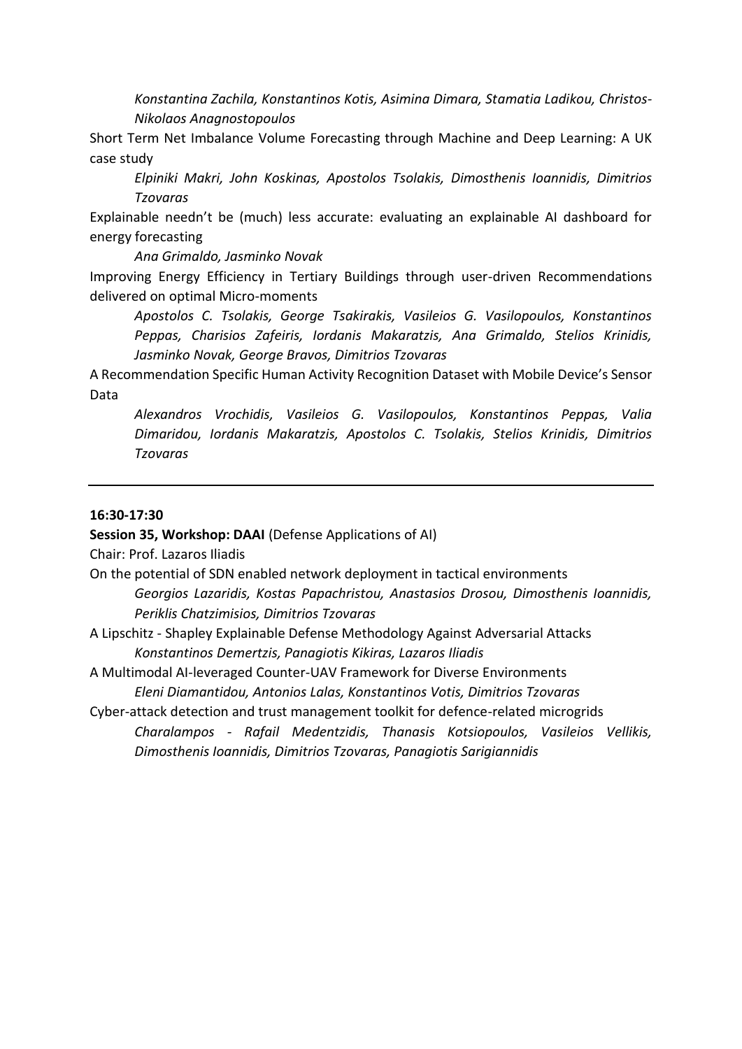*Konstantina Zachila, Konstantinos Kotis, Asimina Dimara, Stamatia Ladikou, Christos-Nikolaos Anagnostopoulos*

Short Term Net Imbalance Volume Forecasting through Machine and Deep Learning: A UK case study

*Elpiniki Makri, John Koskinas, Apostolos Tsolakis, Dimosthenis Ioannidis, Dimitrios Tzovaras*

Explainable needn't be (much) less accurate: evaluating an explainable AI dashboard for energy forecasting

*Ana Grimaldo, Jasminko Novak*

Improving Energy Efficiency in Tertiary Buildings through user-driven Recommendations delivered on optimal Micro-moments

*Apostolos C. Tsolakis, George Tsakirakis, Vasileios G. Vasilopoulos, Konstantinos Peppas, Charisios Zafeiris, Iordanis Makaratzis, Ana Grimaldo, Stelios Krinidis, Jasminko Novak, George Bravos, Dimitrios Tzovaras*

A Recommendation Specific Human Activity Recognition Dataset with Mobile Device's Sensor Data

*Alexandros Vrochidis, Vasileios G. Vasilopoulos, Konstantinos Peppas, Valia Dimaridou, Iordanis Makaratzis, Apostolos C. Tsolakis, Stelios Krinidis, Dimitrios Tzovaras*

---

**16:30-17:30**

**Session 35, Workshop: DAAI** (Defense Applications of AI)

Chair: Prof. Lazaros Iliadis

On the potential of SDN enabled network deployment in tactical environments

*Georgios Lazaridis, Kostas Papachristou, Anastasios Drosou, Dimosthenis Ioannidis, Periklis Chatzimisios, Dimitrios Tzovaras*

A Lipschitz - Shapley Explainable Defense Methodology Against Adversarial Attacks

*Konstantinos Demertzis, Panagiotis Kikiras, Lazaros Iliadis*

A Multimodal AI-leveraged Counter-UAV Framework for Diverse Environments

*Eleni Diamantidou, Antonios Lalas, Konstantinos Votis, Dimitrios Tzovaras*

Cyber-attack detection and trust management toolkit for defence-related microgrids

*Charalampos - Rafail Medentzidis, Thanasis Kotsiopoulos, Vasileios Vellikis, Dimosthenis Ioannidis, Dimitrios Tzovaras, Panagiotis Sarigiannidis*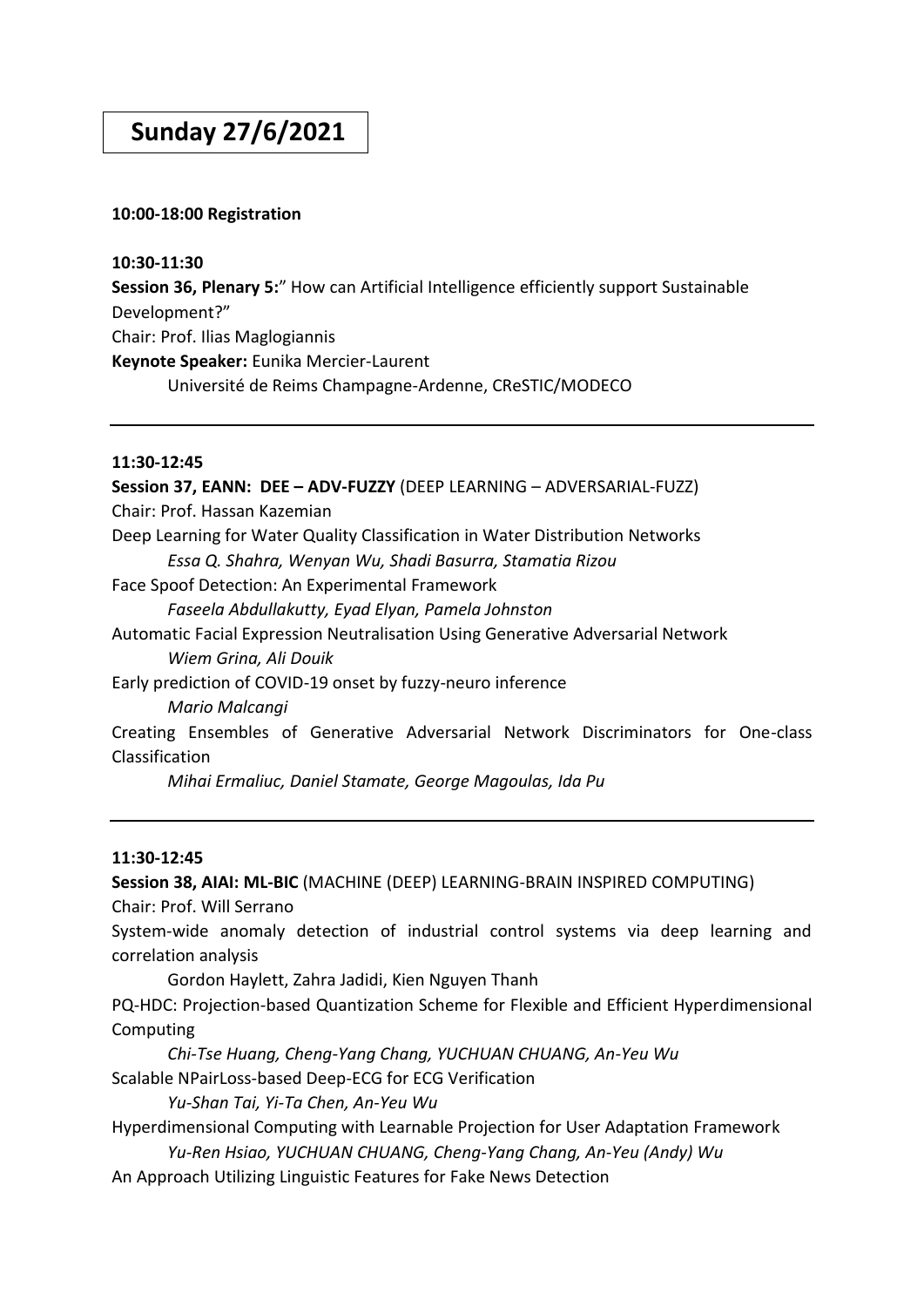# Sunday 27/6/2021

**10:00-18:00 Registration**

**10:30-11:30**

**Session 36, Plenary 5:**" How can Artificial Intelligence efficiently support Sustainable Development?"

Chair: Prof. Ilias Maglogiannis

**Keynote Speaker:** Eunika Mercier-Laurent

Université de Reims Champagne-Ardenne, CReSTIC/MODECO

---

**11:30-12:45**

**Session 37, EANN: DEE – ADV-FUZZY** (DEEP LEARNING – ADVERSARIAL-FUZZ)

Chair: Prof. Hassan Kazemian

Deep Learning for Water Quality Classification in Water Distribution Networks

*Essa Q. Shahra, Wenyan Wu, Shadi Basurra, Stamatia Rizou*

Face Spoof Detection: An Experimental Framework

*Faseela Abdullakutty, Eyad Elyan, Pamela Johnston*

Automatic Facial Expression Neutralisation Using Generative Adversarial Network

*Wiem Grina, Ali Douik*

Early prediction of COVID-19 onset by fuzzy-neuro inference

*Mario Malcangi*

Creating Ensembles of Generative Adversarial Network Discriminators for One-class Classification

*Mihai Ermaliuc, Daniel Stamate, George Magoulas, Ida Pu*

---

**11:30-12:45**

**Session 38, AIAI: ML-BIC** (MACHINE (DEEP) LEARNING-BRAIN INSPIRED COMPUTING)

Chair: Prof. Will Serrano

System-wide anomaly detection of industrial control systems via deep learning and correlation analysis

Gordon Haylett, Zahra Jadidi, Kien Nguyen Thanh

PQ-HDC: Projection-based Quantization Scheme for Flexible and Efficient Hyperdimensional Computing

*Chi-Tse Huang, Cheng-Yang Chang, YUCHUAN CHUANG, An-Yeu Wu*

Scalable NPairLoss-based Deep-ECG for ECG Verification

*Yu-Shan Tai, Yi-Ta Chen, An-Yeu Wu*

Hyperdimensional Computing with Learnable Projection for User Adaptation Framework

*Yu-Ren Hsiao, YUCHUAN CHUANG, Cheng-Yang Chang, An-Yeu (Andy) Wu*

An Approach Utilizing Linguistic Features for Fake News Detection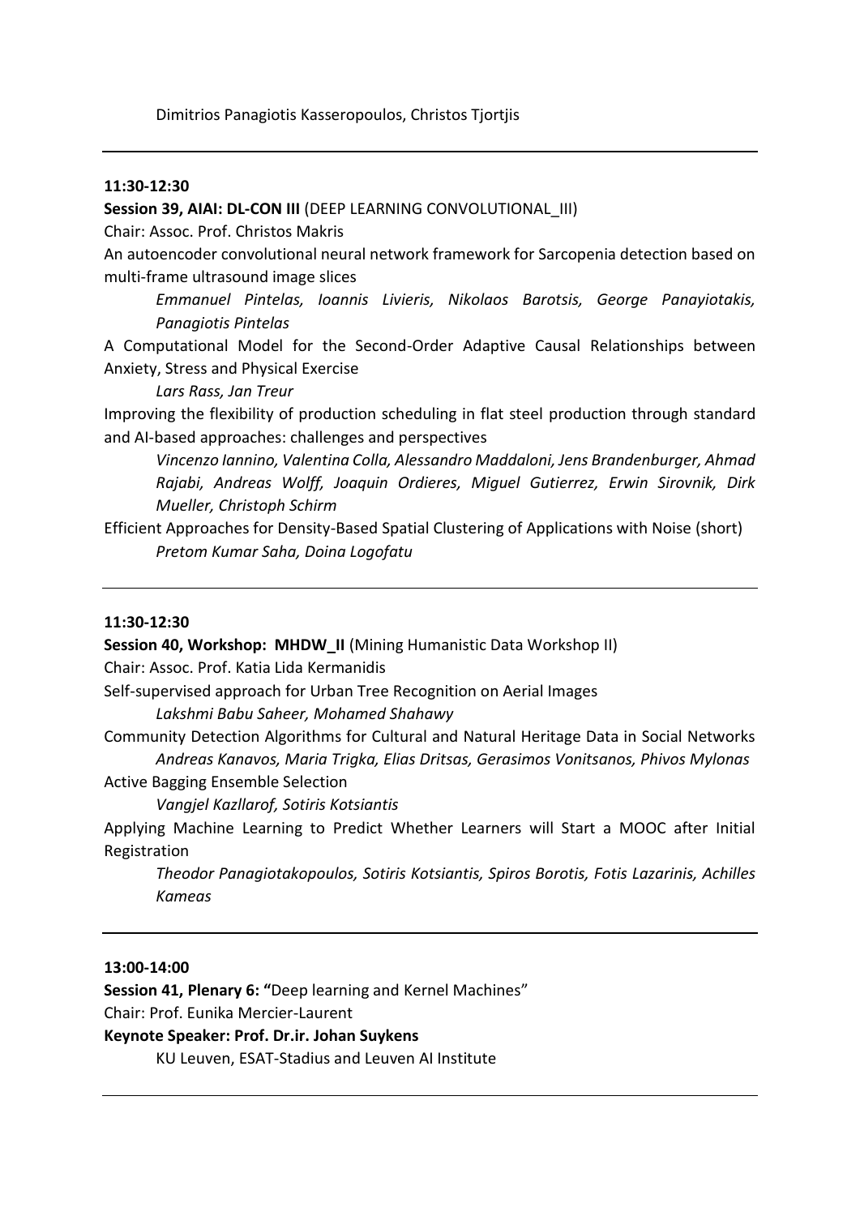Dimitrios Panagiotis Kasseropoulos, Christos Tjortjis

---

**11:30-12:30**

**Session 39, AIAI: DL-CON III** (DEEP LEARNING CONVOLUTIONAL_III)

Chair: Assoc. Prof. Christos Makris

An autoencoder convolutional neural network framework for Sarcopenia detection based on multi-frame ultrasound image slices

*Emmanuel Pintelas, Ioannis Livieris, Nikolaos Barotsis, George Panayiotakis, Panagiotis Pintelas*

A Computational Model for the Second-Order Adaptive Causal Relationships between Anxiety, Stress and Physical Exercise

*Lars Rass, Jan Treur*

Improving the flexibility of production scheduling in flat steel production through standard and AI-based approaches: challenges and perspectives

*Vincenzo Iannino, Valentina Colla, Alessandro Maddaloni, Jens Brandenburger, Ahmad Rajabi, Andreas Wolff, Joaquin Ordieres, Miguel Gutierrez, Erwin Sirovnik, Dirk Mueller, Christoph Schirm*

Efficient Approaches for Density-Based Spatial Clustering of Applications with Noise (short)

*Pretom Kumar Saha, Doina Logofatu*

---

**11:30-12:30**

**Session 40, Workshop: MHDW_II** (Mining Humanistic Data Workshop II)

Chair: Assoc. Prof. Katia Lida Kermanidis

Self-supervised approach for Urban Tree Recognition on Aerial Images

*Lakshmi Babu Saheer, Mohamed Shahawy*

Community Detection Algorithms for Cultural and Natural Heritage Data in Social Networks

*Andreas Kanavos, Maria Trigka, Elias Dritsas, Gerasimos Vonitsanos, Phivos Mylonas*

Active Bagging Ensemble Selection

*Vangjel Kazllarof, Sotiris Kotsiantis*

Applying Machine Learning to Predict Whether Learners will Start a MOOC after Initial Registration

*Theodor Panagiotakopoulos, Sotiris Kotsiantis, Spiros Borotis, Fotis Lazarinis, Achilles Kameas*

---

**13:00-14:00**

**Session 41, Plenary 6: "**Deep learning and Kernel Machines"

Chair: Prof. Eunika Mercier-Laurent

**Keynote Speaker: Prof. Dr.ir. Johan Suykens**

KU Leuven, ESAT-Stadius and Leuven AI Institute

---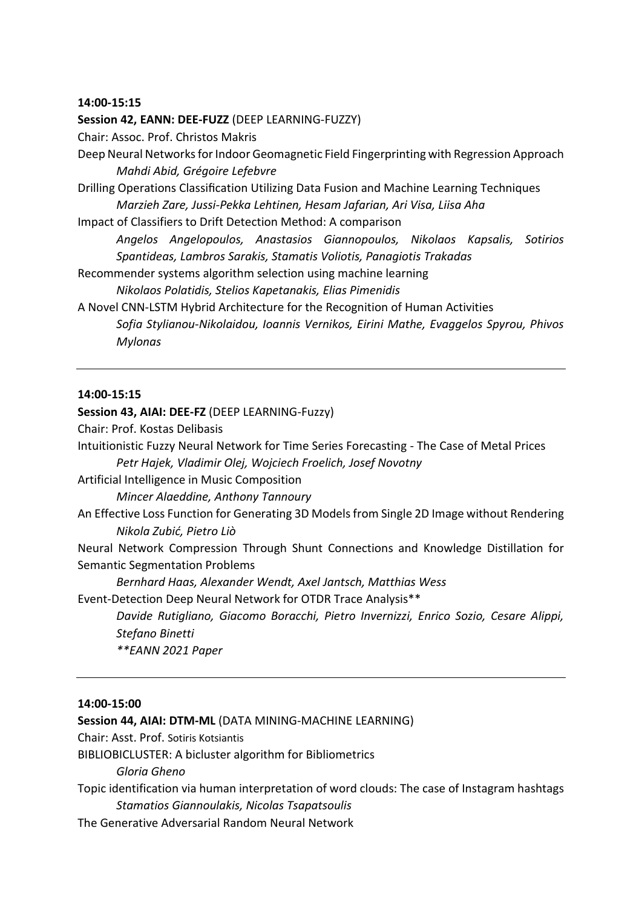**14:00-15:15**

**Session 42, EANN: DEE-FUZZ** (DEEP LEARNING-FUZZY)

Chair: Assoc. Prof. Christos Makris

Deep Neural Networks for Indoor Geomagnetic Field Fingerprinting with Regression Approach
*Mahdi Abid, Grégoire Lefebvre*

Drilling Operations Classification Utilizing Data Fusion and Machine Learning Techniques
*Marzieh Zare, Jussi-Pekka Lehtinen, Hesam Jafarian, Ari Visa, Liisa Aha*

Impact of Classifiers to Drift Detection Method: A comparison
*Angelos Angelopoulos, Anastasios Giannopoulos, Nikolaos Kapsalis, Sotirios Spantideas, Lambros Sarakis, Stamatis Voliotis, Panagiotis Trakadas*

Recommender systems algorithm selection using machine learning
*Nikolaos Polatidis, Stelios Kapetanakis, Elias Pimenidis*

A Novel CNN-LSTM Hybrid Architecture for the Recognition of Human Activities
*Sofia Stylianou-Nikolaidou, Ioannis Vernikos, Eirini Mathe, Evaggelos Spyrou, Phivos Mylonas*

---

**14:00-15:15**

**Session 43, AIAI: DEE-FZ** (DEEP LEARNING-Fuzzy)

Chair: Prof. Kostas Delibasis

Intuitionistic Fuzzy Neural Network for Time Series Forecasting - The Case of Metal Prices
*Petr Hajek, Vladimir Olej, Wojciech Froelich, Josef Novotny*

Artificial Intelligence in Music Composition
*Mincer Alaeddine, Anthony Tannoury*

An Effective Loss Function for Generating 3D Models from Single 2D Image without Rendering
*Nikola Zubić, Pietro Liò*

Neural Network Compression Through Shunt Connections and Knowledge Distillation for Semantic Segmentation Problems
*Bernhard Haas, Alexander Wendt, Axel Jantsch, Matthias Wess*

Event-Detection Deep Neural Network for OTDR Trace Analysis**
*Davide Rutigliano, Giacomo Boracchi, Pietro Invernizzi, Enrico Sozio, Cesare Alippi, Stefano Binetti*
*\*\*EANN 2021 Paper*

---

**14:00-15:00**

**Session 44, AIAI: DTM-ML** (DATA MINING-MACHINE LEARNING)

Chair: Asst. Prof. Sotiris Kotsiantis

BIBLIOBICLUSTER: A bicluster algorithm for Bibliometrics
*Gloria Gheno*

Topic identification via human interpretation of word clouds: The case of Instagram hashtags
*Stamatios Giannoulakis, Nicolas Tsapatsoulis*

The Generative Adversarial Random Neural Network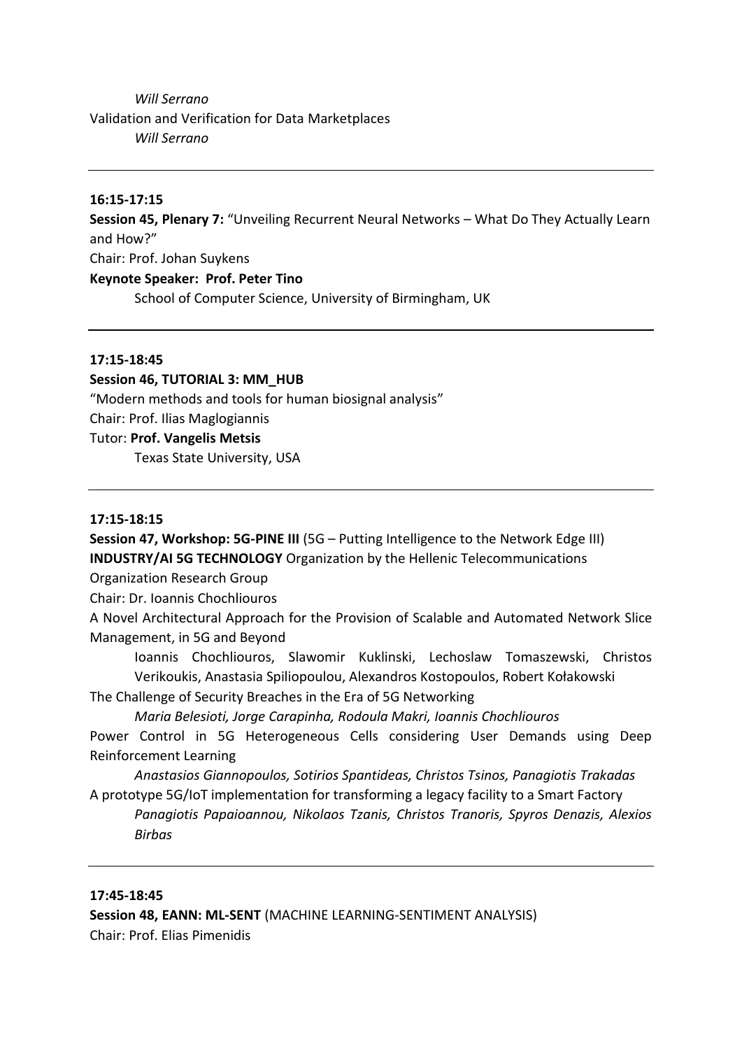*Will Serrano*

Validation and Verification for Data Marketplaces

*Will Serrano*

---

**16:15-17:15**

**Session 45, Plenary 7:** "Unveiling Recurrent Neural Networks – What Do They Actually Learn and How?"

Chair: Prof. Johan Suykens

**Keynote Speaker: Prof. Peter Tino**

School of Computer Science, University of Birmingham, UK

---

**17:15-18:45**

**Session 46, TUTORIAL 3: MM_HUB**

"Modern methods and tools for human biosignal analysis"

Chair: Prof. Ilias Maglogiannis

Tutor: **Prof. Vangelis Metsis**

Texas State University, USA

---

**17:15-18:15**

**Session 47, Workshop: 5G-PINE III** (5G – Putting Intelligence to the Network Edge III)

**INDUSTRY/AI 5G TECHNOLOGY** Organization by the Hellenic Telecommunications Organization Research Group

Chair: Dr. Ioannis Chochliouros

A Novel Architectural Approach for the Provision of Scalable and Automated Network Slice Management, in 5G and Beyond

Ioannis Chochliouros, Slawomir Kuklinski, Lechoslaw Tomaszewski, Christos Verikoukis, Anastasia Spiliopoulou, Alexandros Kostopoulos, Robert Kołakowski

The Challenge of Security Breaches in the Era of 5G Networking

*Maria Belesioti, Jorge Carapinha, Rodoula Makri, Ioannis Chochliouros*

Power Control in 5G Heterogeneous Cells considering User Demands using Deep Reinforcement Learning

*Anastasios Giannopoulos, Sotirios Spantideas, Christos Tsinos, Panagiotis Trakadas*

A prototype 5G/IoT implementation for transforming a legacy facility to a Smart Factory

*Panagiotis Papaioannou, Nikolaos Tzanis, Christos Tranoris, Spyros Denazis, Alexios Birbas*

---

**17:45-18:45**

**Session 48, EANN: ML-SENT** (MACHINE LEARNING-SENTIMENT ANALYSIS)

Chair: Prof. Elias Pimenidis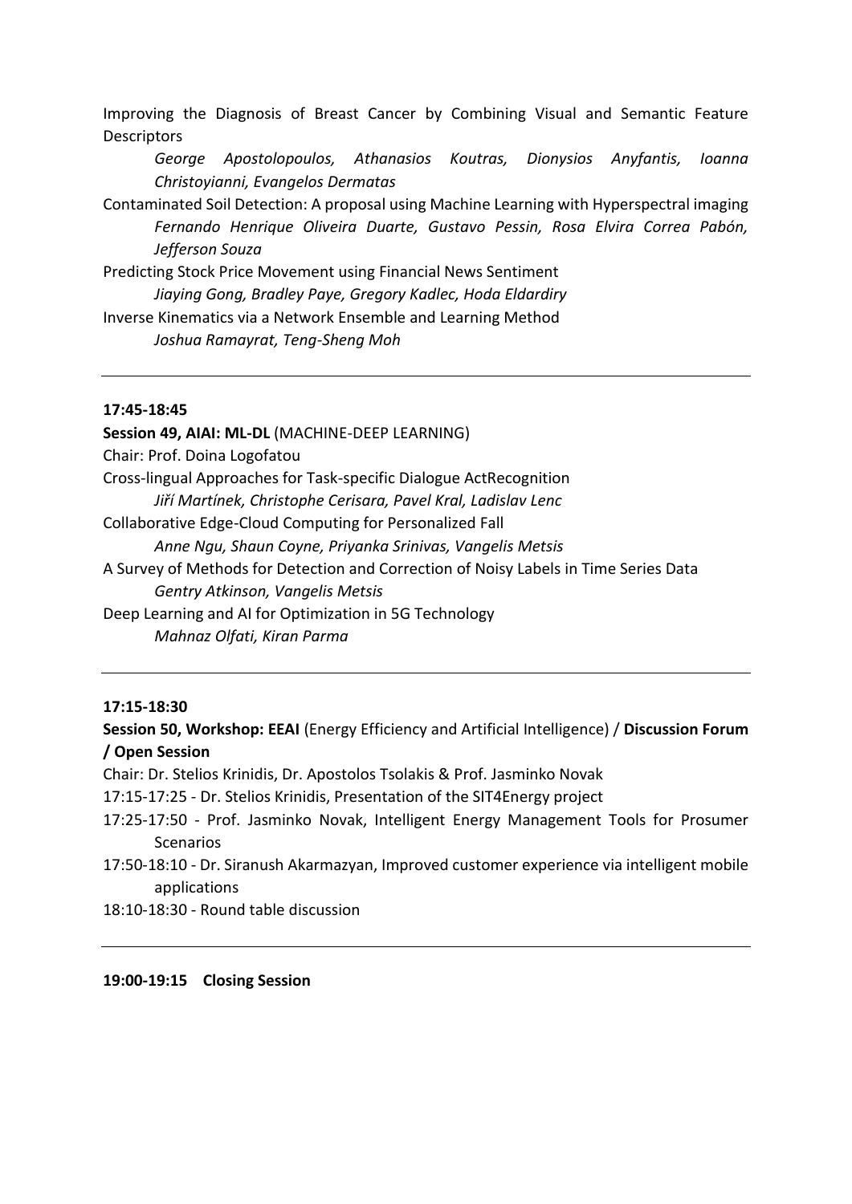Improving the Diagnosis of Breast Cancer by Combining Visual and Semantic Feature Descriptors

*George Apostolopoulos, Athanasios Koutras, Dionysios Anyfantis, Ioanna Christoyianni, Evangelos Dermatas*

Contaminated Soil Detection: A proposal using Machine Learning with Hyperspectral imaging

*Fernando Henrique Oliveira Duarte, Gustavo Pessin, Rosa Elvira Correa Pabón, Jefferson Souza*

Predicting Stock Price Movement using Financial News Sentiment

*Jiaying Gong, Bradley Paye, Gregory Kadlec, Hoda Eldardiry*

Inverse Kinematics via a Network Ensemble and Learning Method

*Joshua Ramayrat, Teng-Sheng Moh*

---

**17:45-18:45**

**Session 49, AIAI: ML-DL** (MACHINE-DEEP LEARNING)

Chair: Prof. Doina Logofatou

Cross-lingual Approaches for Task-specific Dialogue ActRecognition

*Jiří Martínek, Christophe Cerisara, Pavel Kral, Ladislav Lenc*

Collaborative Edge-Cloud Computing for Personalized Fall

*Anne Ngu, Shaun Coyne, Priyanka Srinivas, Vangelis Metsis*

A Survey of Methods for Detection and Correction of Noisy Labels in Time Series Data

*Gentry Atkinson, Vangelis Metsis*

Deep Learning and AI for Optimization in 5G Technology

*Mahnaz Olfati, Kiran Parma*

---

**17:15-18:30**

**Session 50, Workshop: EEAI** (Energy Efficiency and Artificial Intelligence) / **Discussion Forum / Open Session**

Chair: Dr. Stelios Krinidis, Dr. Apostolos Tsolakis & Prof. Jasminko Novak

17:15-17:25 - Dr. Stelios Krinidis, Presentation of the SIT4Energy project

17:25-17:50 - Prof. Jasminko Novak, Intelligent Energy Management Tools for Prosumer Scenarios

17:50-18:10 - Dr. Siranush Akarmazyan, Improved customer experience via intelligent mobile applications

18:10-18:30 - Round table discussion

---

**19:00-19:15 Closing Session**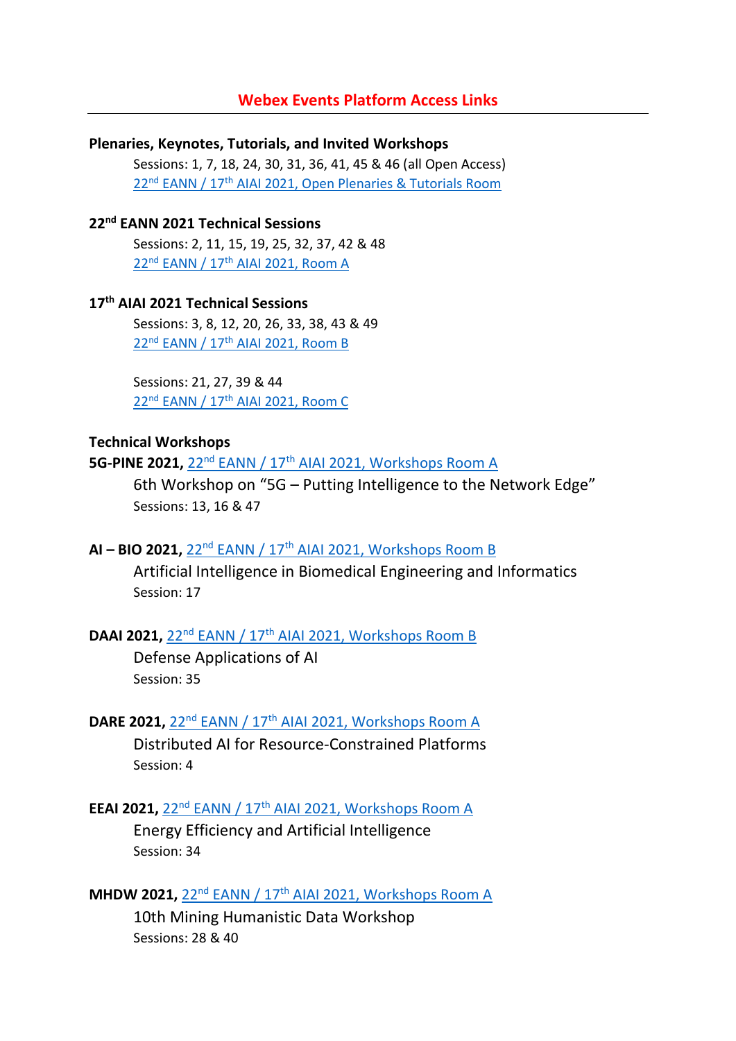## Webex Events Platform Access Links

**Plenaries, Keynotes, Tutorials, and Invited Workshops**

Sessions: 1, 7, 18, 24, 30, 31, 36, 41, 45 & 46 (all Open Access)
22nd EANN / 17th AIAI 2021, Open Plenaries & Tutorials Room

**22nd EANN 2021 Technical Sessions**

Sessions: 2, 11, 15, 19, 25, 32, 37, 42 & 48
22nd EANN / 17th AIAI 2021, Room A

**17th AIAI 2021 Technical Sessions**

Sessions: 3, 8, 12, 20, 26, 33, 38, 43 & 49
22nd EANN / 17th AIAI 2021, Room B

Sessions: 21, 27, 39 & 44
22nd EANN / 17th AIAI 2021, Room C

**Technical Workshops**

**5G-PINE 2021,** 22nd EANN / 17th AIAI 2021, Workshops Room A

6th Workshop on "5G – Putting Intelligence to the Network Edge"
Sessions: 13, 16 & 47

**AI – BIO 2021,** 22nd EANN / 17th AIAI 2021, Workshops Room B

Artificial Intelligence in Biomedical Engineering and Informatics
Session: 17

**DAAI 2021,** 22nd EANN / 17th AIAI 2021, Workshops Room B

Defense Applications of AI
Session: 35

**DARE 2021,** 22nd EANN / 17th AIAI 2021, Workshops Room A

Distributed AI for Resource-Constrained Platforms
Session: 4

**EEAI 2021,** 22nd EANN / 17th AIAI 2021, Workshops Room A

Energy Efficiency and Artificial Intelligence
Session: 34

**MHDW 2021,** 22nd EANN / 17th AIAI 2021, Workshops Room A

10th Mining Humanistic Data Workshop
Sessions: 28 & 40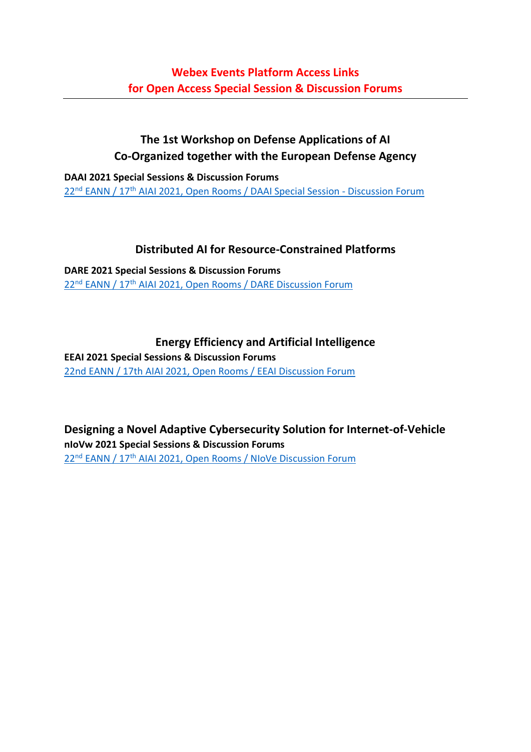# Webex Events Platform Access Links for Open Access Special Session & Discussion Forums

---

## The 1st Workshop on Defense Applications of AI Co-Organized together with the European Defense Agency

**DAAI 2021 Special Sessions & Discussion Forums**

22nd EANN / 17th AIAI 2021, Open Rooms / DAAI Special Session - Discussion Forum

## Distributed AI for Resource-Constrained Platforms

**DARE 2021 Special Sessions & Discussion Forums**

22nd EANN / 17th AIAI 2021, Open Rooms / DARE Discussion Forum

## Energy Efficiency and Artificial Intelligence

**EEAI 2021 Special Sessions & Discussion Forums**

22nd EANN / 17th AIAI 2021, Open Rooms / EEAI Discussion Forum

## Designing a Novel Adaptive Cybersecurity Solution for Internet-of-Vehicle

**nIoVw 2021 Special Sessions & Discussion Forums**

22nd EANN / 17th AIAI 2021, Open Rooms / NIoVe Discussion Forum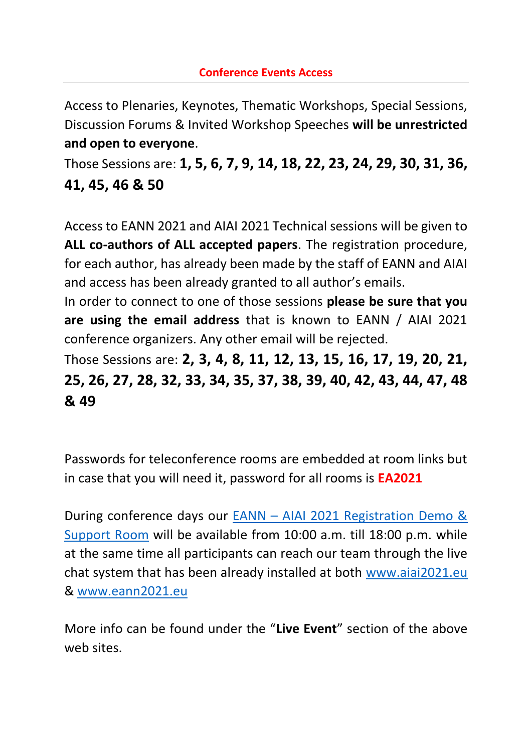## Conference Events Access

Access to Plenaries, Keynotes, Thematic Workshops, Special Sessions, Discussion Forums & Invited Workshop Speeches **will be unrestricted and open to everyone**.

Those Sessions are: **1, 5, 6, 7, 9, 14, 18, 22, 23, 24, 29, 30, 31, 36, 41, 45, 46 & 50**

Access to EANN 2021 and AIAI 2021 Technical sessions will be given to **ALL co-authors of ALL accepted papers**. The registration procedure, for each author, has already been made by the staff of EANN and AIAI and access has been already granted to all author's emails.

In order to connect to one of those sessions **please be sure that you are using the email address** that is known to EANN / AIAI 2021 conference organizers. Any other email will be rejected.

Those Sessions are: **2, 3, 4, 8, 11, 12, 13, 15, 16, 17, 19, 20, 21, 25, 26, 27, 28, 32, 33, 34, 35, 37, 38, 39, 40, 42, 43, 44, 47, 48 & 49**

Passwords for teleconference rooms are embedded at room links but in case that you will need it, password for all rooms is **EA2021**

During conference days our EANN – AIAI 2021 Registration Demo & Support Room will be available from 10:00 a.m. till 18:00 p.m. while at the same time all participants can reach our team through the live chat system that has been already installed at both www.aiai2021.eu & www.eann2021.eu

More info can be found under the "**Live Event**" section of the above web sites.